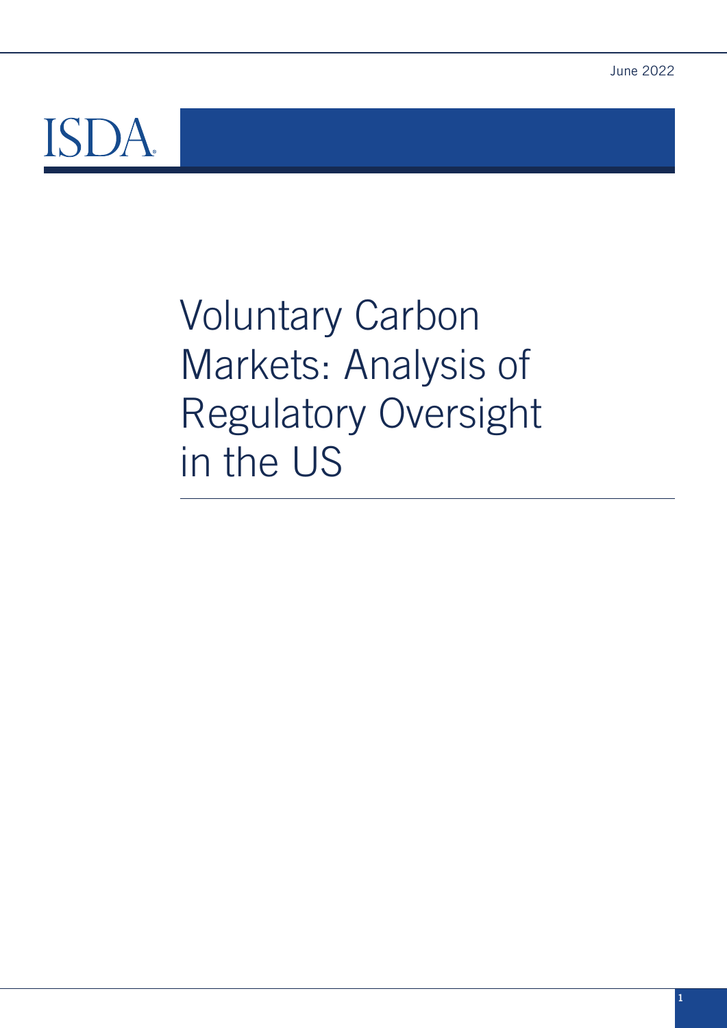June 2022

ISDA

# Voluntary Carbon Markets: Analysis of Regulatory Oversight in the US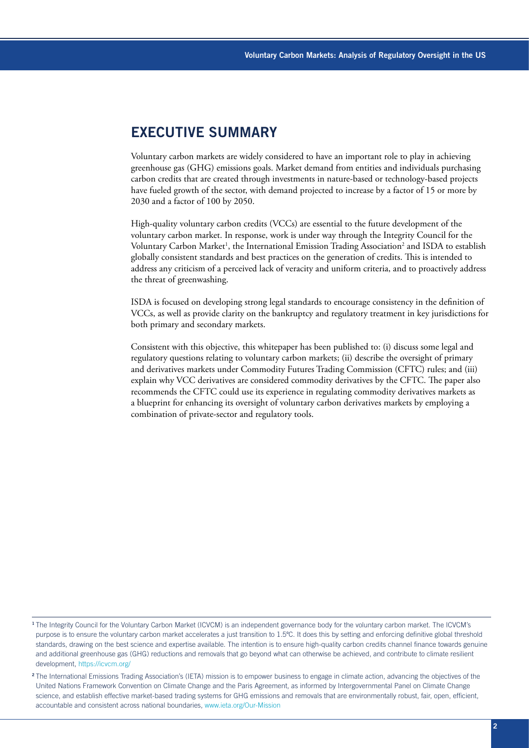## EXECUTIVE SUMMARY

Voluntary carbon markets are widely considered to have an important role to play in achieving greenhouse gas (GHG) emissions goals. Market demand from entities and individuals purchasing carbon credits that are created through investments in nature-based or technology-based projects have fueled growth of the sector, with demand projected to increase by a factor of 15 or more by 2030 and a factor of 100 by 2050.

High-quality voluntary carbon credits (VCCs) are essential to the future development of the voluntary carbon market. In response, work is under way through the Integrity Council for the Voluntary Carbon Market[1], the International Emission Trading Association[2] and ISDA to establish globally consistent standards and best practices on the generation of credits. This is intended to address any criticism of a perceived lack of veracity and uniform criteria, and to proactively address the threat of greenwashing.

ISDA is focused on developing strong legal standards to encourage consistency in the definition of VCCs, as well as provide clarity on the bankruptcy and regulatory treatment in key jurisdictions for both primary and secondary markets.

Consistent with this objective, this whitepaper has been published to: (i) discuss some legal and regulatory questions relating to voluntary carbon markets; (ii) describe the oversight of primary and derivatives markets under Commodity Futures Trading Commission (CFTC) rules; and (iii) explain why VCC derivatives are considered commodity derivatives by the CFTC. The paper also recommends the CFTC could use its experience in regulating commodity derivatives markets as a blueprint for enhancing its oversight of voluntary carbon derivatives markets by employing a combination of private-sector and regulatory tools.

---

[1] The Integrity Council for the Voluntary Carbon Market (ICVCM) is an independent governance body for the voluntary carbon market. The ICVCM's purpose is to ensure the voluntary carbon market accelerates a just transition to 1.5°C. It does this by setting and enforcing definitive global threshold standards, drawing on the best science and expertise available. The intention is to ensure high-quality carbon credits channel finance towards genuine and additional greenhouse gas (GHG) reductions and removals that go beyond what can otherwise be achieved, and contribute to climate resilient development, https://icvcm.org/

[2] The International Emissions Trading Association's (IETA) mission is to empower business to engage in climate action, advancing the objectives of the United Nations Framework Convention on Climate Change and the Paris Agreement, as informed by Intergovernmental Panel on Climate Change science, and establish effective market-based trading systems for GHG emissions and removals that are environmentally robust, fair, open, efficient, accountable and consistent across national boundaries, www.ieta.org/Our-Mission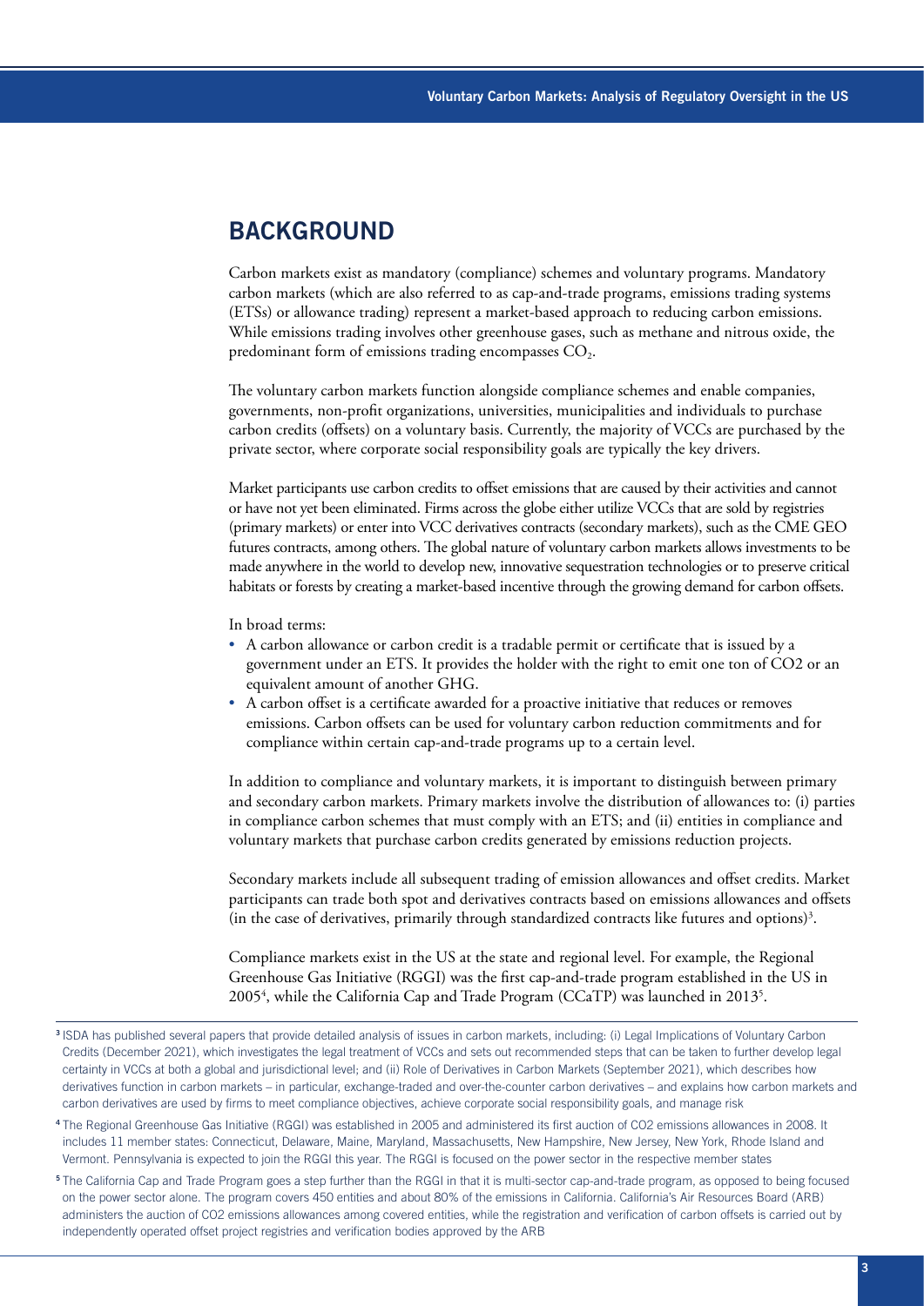## BACKGROUND

Carbon markets exist as mandatory (compliance) schemes and voluntary programs. Mandatory carbon markets (which are also referred to as cap-and-trade programs, emissions trading systems (ETSs) or allowance trading) represent a market-based approach to reducing carbon emissions. While emissions trading involves other greenhouse gases, such as methane and nitrous oxide, the predominant form of emissions trading encompasses $CO_2$.

The voluntary carbon markets function alongside compliance schemes and enable companies, governments, non-profit organizations, universities, municipalities and individuals to purchase carbon credits (offsets) on a voluntary basis. Currently, the majority of VCCs are purchased by the private sector, where corporate social responsibility goals are typically the key drivers.

Market participants use carbon credits to offset emissions that are caused by their activities and cannot or have not yet been eliminated. Firms across the globe either utilize VCCs that are sold by registries (primary markets) or enter into VCC derivatives contracts (secondary markets), such as the CME GEO futures contracts, among others. The global nature of voluntary carbon markets allows investments to be made anywhere in the world to develop new, innovative sequestration technologies or to preserve critical habitats or forests by creating a market-based incentive through the growing demand for carbon offsets.

In broad terms:

- A carbon allowance or carbon credit is a tradable permit or certificate that is issued by a government under an ETS. It provides the holder with the right to emit one ton of CO2 or an equivalent amount of another GHG.
- A carbon offset is a certificate awarded for a proactive initiative that reduces or removes emissions. Carbon offsets can be used for voluntary carbon reduction commitments and for compliance within certain cap-and-trade programs up to a certain level.

In addition to compliance and voluntary markets, it is important to distinguish between primary and secondary carbon markets. Primary markets involve the distribution of allowances to: (i) parties in compliance carbon schemes that must comply with an ETS; and (ii) entities in compliance and voluntary markets that purchase carbon credits generated by emissions reduction projects.

Secondary markets include all subsequent trading of emission allowances and offset credits. Market participants can trade both spot and derivatives contracts based on emissions allowances and offsets (in the case of derivatives, primarily through standardized contracts like futures and options)[3].

Compliance markets exist in the US at the state and regional level. For example, the Regional Greenhouse Gas Initiative (RGGI) was the first cap-and-trade program established in the US in 2005[4], while the California Cap and Trade Program (CCaTP) was launched in 2013[5].

---

[3] ISDA has published several papers that provide detailed analysis of issues in carbon markets, including: (i) Legal Implications of Voluntary Carbon Credits (December 2021), which investigates the legal treatment of VCCs and sets out recommended steps that can be taken to further develop legal certainty in VCCs at both a global and jurisdictional level; and (ii) Role of Derivatives in Carbon Markets (September 2021), which describes how derivatives function in carbon markets – in particular, exchange-traded and over-the-counter carbon derivatives – and explains how carbon markets and carbon derivatives are used by firms to meet compliance objectives, achieve corporate social responsibility goals, and manage risk

[4] The Regional Greenhouse Gas Initiative (RGGI) was established in 2005 and administered its first auction of CO2 emissions allowances in 2008. It includes 11 member states: Connecticut, Delaware, Maine, Maryland, Massachusetts, New Hampshire, New Jersey, New York, Rhode Island and Vermont. Pennsylvania is expected to join the RGGI this year. The RGGI is focused on the power sector in the respective member states

[5] The California Cap and Trade Program goes a step further than the RGGI in that it is multi-sector cap-and-trade program, as opposed to being focused on the power sector alone. The program covers 450 entities and about 80% of the emissions in California. California's Air Resources Board (ARB) administers the auction of CO2 emissions allowances among covered entities, while the registration and verification of carbon offsets is carried out by independently operated offset project registries and verification bodies approved by the ARB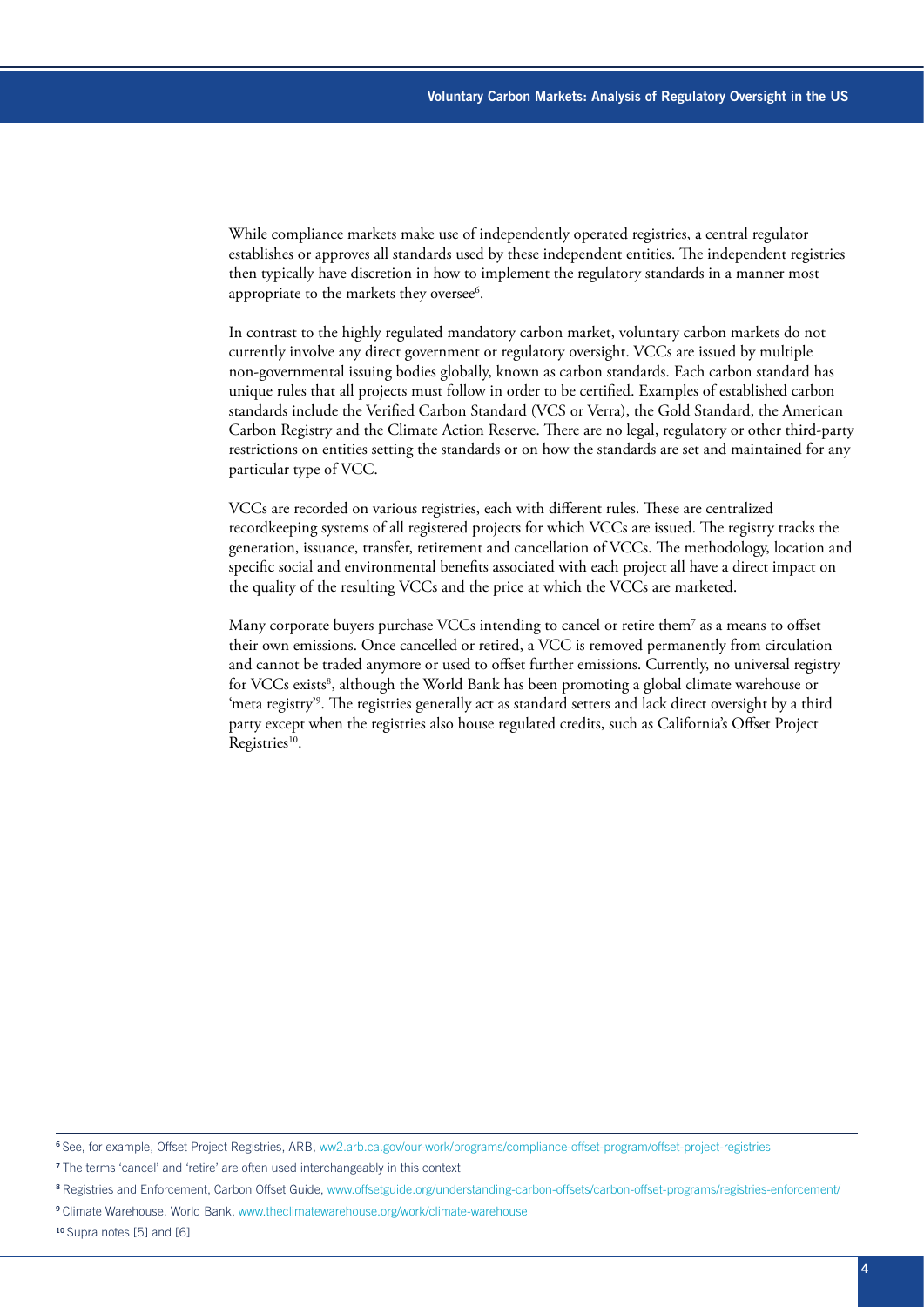While compliance markets make use of independently operated registries, a central regulator establishes or approves all standards used by these independent entities. The independent registries then typically have discretion in how to implement the regulatory standards in a manner most appropriate to the markets they oversee[6].

In contrast to the highly regulated mandatory carbon market, voluntary carbon markets do not currently involve any direct government or regulatory oversight. VCCs are issued by multiple non-governmental issuing bodies globally, known as carbon standards. Each carbon standard has unique rules that all projects must follow in order to be certified. Examples of established carbon standards include the Verified Carbon Standard (VCS or Verra), the Gold Standard, the American Carbon Registry and the Climate Action Reserve. There are no legal, regulatory or other third-party restrictions on entities setting the standards or on how the standards are set and maintained for any particular type of VCC.

VCCs are recorded on various registries, each with different rules. These are centralized recordkeeping systems of all registered projects for which VCCs are issued. The registry tracks the generation, issuance, transfer, retirement and cancellation of VCCs. The methodology, location and specific social and environmental benefits associated with each project all have a direct impact on the quality of the resulting VCCs and the price at which the VCCs are marketed.

Many corporate buyers purchase VCCs intending to cancel or retire them[7] as a means to offset their own emissions. Once cancelled or retired, a VCC is removed permanently from circulation and cannot be traded anymore or used to offset further emissions. Currently, no universal registry for VCCs exists[8], although the World Bank has been promoting a global climate warehouse or 'meta registry'[9]. The registries generally act as standard setters and lack direct oversight by a third party except when the registries also house regulated credits, such as California's Offset Project Registries[10].

---

[6] See, for example, Offset Project Registries, ARB, ww2.arb.ca.gov/our-work/programs/compliance-offset-program/offset-project-registries

[7] The terms 'cancel' and 'retire' are often used interchangeably in this context

[8] Registries and Enforcement, Carbon Offset Guide, www.offsetguide.org/understanding-carbon-offsets/carbon-offset-programs/registries-enforcement/

[9] Climate Warehouse, World Bank, www.theclimatewarehouse.org/work/climate-warehouse

[10] Supra notes [5] and [6]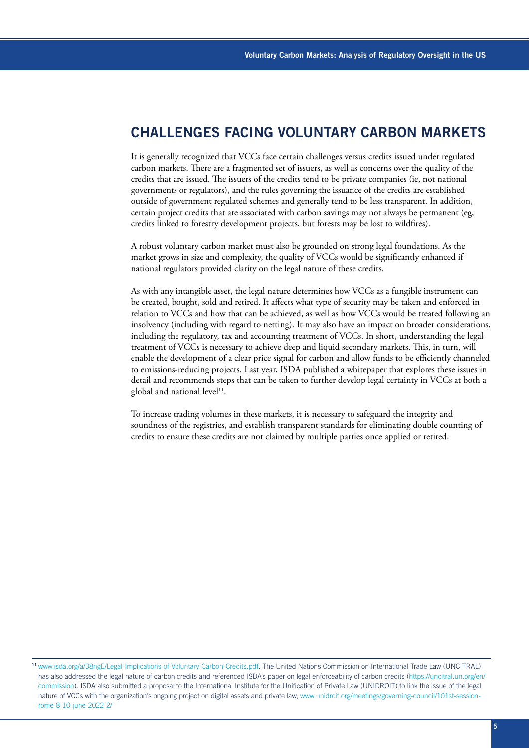## CHALLENGES FACING VOLUNTARY CARBON MARKETS

It is generally recognized that VCCs face certain challenges versus credits issued under regulated carbon markets. There are a fragmented set of issuers, as well as concerns over the quality of the credits that are issued. The issuers of the credits tend to be private companies (ie, not national governments or regulators), and the rules governing the issuance of the credits are established outside of government regulated schemes and generally tend to be less transparent. In addition, certain project credits that are associated with carbon savings may not always be permanent (eg, credits linked to forestry development projects, but forests may be lost to wildfires).

A robust voluntary carbon market must also be grounded on strong legal foundations. As the market grows in size and complexity, the quality of VCCs would be significantly enhanced if national regulators provided clarity on the legal nature of these credits.

As with any intangible asset, the legal nature determines how VCCs as a fungible instrument can be created, bought, sold and retired. It affects what type of security may be taken and enforced in relation to VCCs and how that can be achieved, as well as how VCCs would be treated following an insolvency (including with regard to netting). It may also have an impact on broader considerations, including the regulatory, tax and accounting treatment of VCCs. In short, understanding the legal treatment of VCCs is necessary to achieve deep and liquid secondary markets. This, in turn, will enable the development of a clear price signal for carbon and allow funds to be efficiently channeled to emissions-reducing projects. Last year, ISDA published a whitepaper that explores these issues in detail and recommends steps that can be taken to further develop legal certainty in VCCs at both a global and national level[11].

To increase trading volumes in these markets, it is necessary to safeguard the integrity and soundness of the registries, and establish transparent standards for eliminating double counting of credits to ensure these credits are not claimed by multiple parties once applied or retired.

---

[11] www.isda.org/a/38ngE/Legal-Implications-of-Voluntary-Carbon-Credits.pdf. The United Nations Commission on International Trade Law (UNCITRAL) has also addressed the legal nature of carbon credits and referenced ISDA's paper on legal enforceability of carbon credits (https://uncitral.un.org/en/commission). ISDA also submitted a proposal to the International Institute for the Unification of Private Law (UNIDROIT) to link the issue of the legal nature of VCCs with the organization's ongoing project on digital assets and private law, www.unidroit.org/meetings/governing-council/101st-session-rome-8-10-june-2022-2/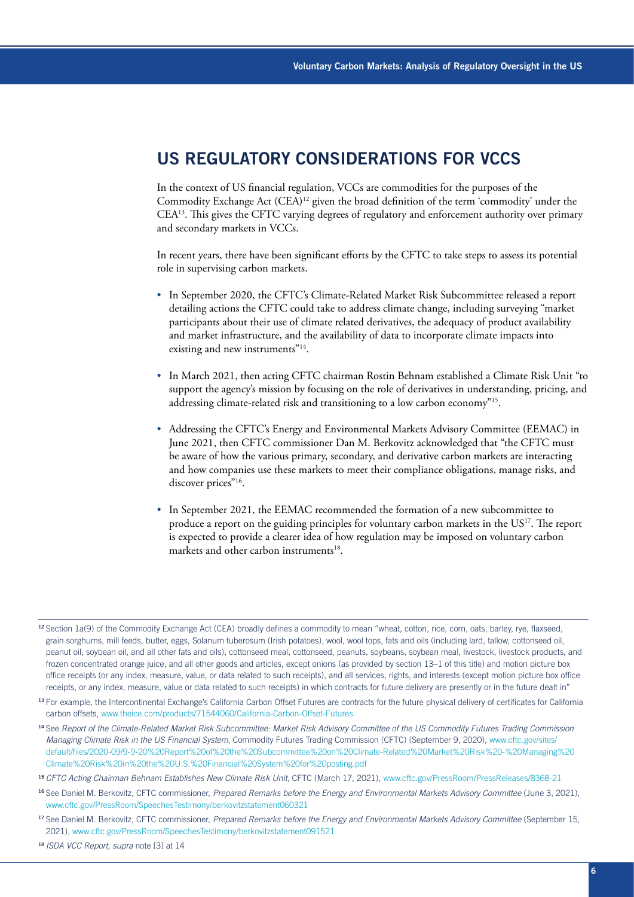## US REGULATORY CONSIDERATIONS FOR VCCS

In the context of US financial regulation, VCCs are commodities for the purposes of the Commodity Exchange Act (CEA)[12] given the broad definition of the term 'commodity' under the CEA[13]. This gives the CFTC varying degrees of regulatory and enforcement authority over primary and secondary markets in VCCs.

In recent years, there have been significant efforts by the CFTC to take steps to assess its potential role in supervising carbon markets.

- In September 2020, the CFTC's Climate-Related Market Risk Subcommittee released a report detailing actions the CFTC could take to address climate change, including surveying "market participants about their use of climate related derivatives, the adequacy of product availability and market infrastructure, and the availability of data to incorporate climate impacts into existing and new instruments"[14].
- In March 2021, then acting CFTC chairman Rostin Behnam established a Climate Risk Unit "to support the agency's mission by focusing on the role of derivatives in understanding, pricing, and addressing climate-related risk and transitioning to a low carbon economy"[15].
- Addressing the CFTC's Energy and Environmental Markets Advisory Committee (EEMAC) in June 2021, then CFTC commissioner Dan M. Berkovitz acknowledged that "the CFTC must be aware of how the various primary, secondary, and derivative carbon markets are interacting and how companies use these markets to meet their compliance obligations, manage risks, and discover prices"[16].
- In September 2021, the EEMAC recommended the formation of a new subcommittee to produce a report on the guiding principles for voluntary carbon markets in the US[17]. The report is expected to provide a clearer idea of how regulation may be imposed on voluntary carbon markets and other carbon instruments[18].

---

[12] Section 1a(9) of the Commodity Exchange Act (CEA) broadly defines a commodity to mean "wheat, cotton, rice, corn, oats, barley, rye, flaxseed, grain sorghums, mill feeds, butter, eggs, Solanum tuberosum (Irish potatoes), wool, wool tops, fats and oils (including lard, tallow, cottonseed oil, peanut oil, soybean oil, and all other fats and oils), cottonseed meal, cottonseed, peanuts, soybeans, soybean meal, livestock, livestock products, and frozen concentrated orange juice, and all other goods and articles, except onions (as provided by section 13–1 of this title) and motion picture box office receipts (or any index, measure, value, or data related to such receipts), and all services, rights, and interests (except motion picture box office receipts, or any index, measure, value or data related to such receipts) in which contracts for future delivery are presently or in the future dealt in"

[13] For example, the Intercontinental Exchange's California Carbon Offset Futures are contracts for the future physical delivery of certificates for California carbon offsets, www.theice.com/products/71544060/California-Carbon-Offset-Futures

[14] See *Report of the Climate-Related Market Risk Subcommittee: Market Risk Advisory Committee of the US Commodity Futures Trading Commission Managing Climate Risk in the US Financial System*, Commodity Futures Trading Commission (CFTC) (September 9, 2020), www.cftc.gov/sites/default/files/2020-09/9-9-20%20Report%20of%20the%20Subcommittee%20on%20Climate-Related%20Market%20Risk%20-%20Managing%20Climate%20Risk%20in%20the%20U.S.%20Financial%20System%20for%20posting.pdf

[15] *CFTC Acting Chairman Behnam Establishes New Climate Risk Unit*, CFTC (March 17, 2021), www.cftc.gov/PressRoom/PressReleases/8368-21

[16] See Daniel M. Berkovitz, CFTC commissioner, *Prepared Remarks before the Energy and Environmental Markets Advisory Committee* (June 3, 2021), www.cftc.gov/PressRoom/SpeechesTestimony/berkovitzstatement060321

[17] See Daniel M. Berkovitz, CFTC commissioner, *Prepared Remarks before the Energy and Environmental Markets Advisory Committee* (September 15, 2021), www.cftc.gov/PressRoom/SpeechesTestimony/berkovitzstatement091521

[18] *ISDA VCC Report, supra* note [3] at 14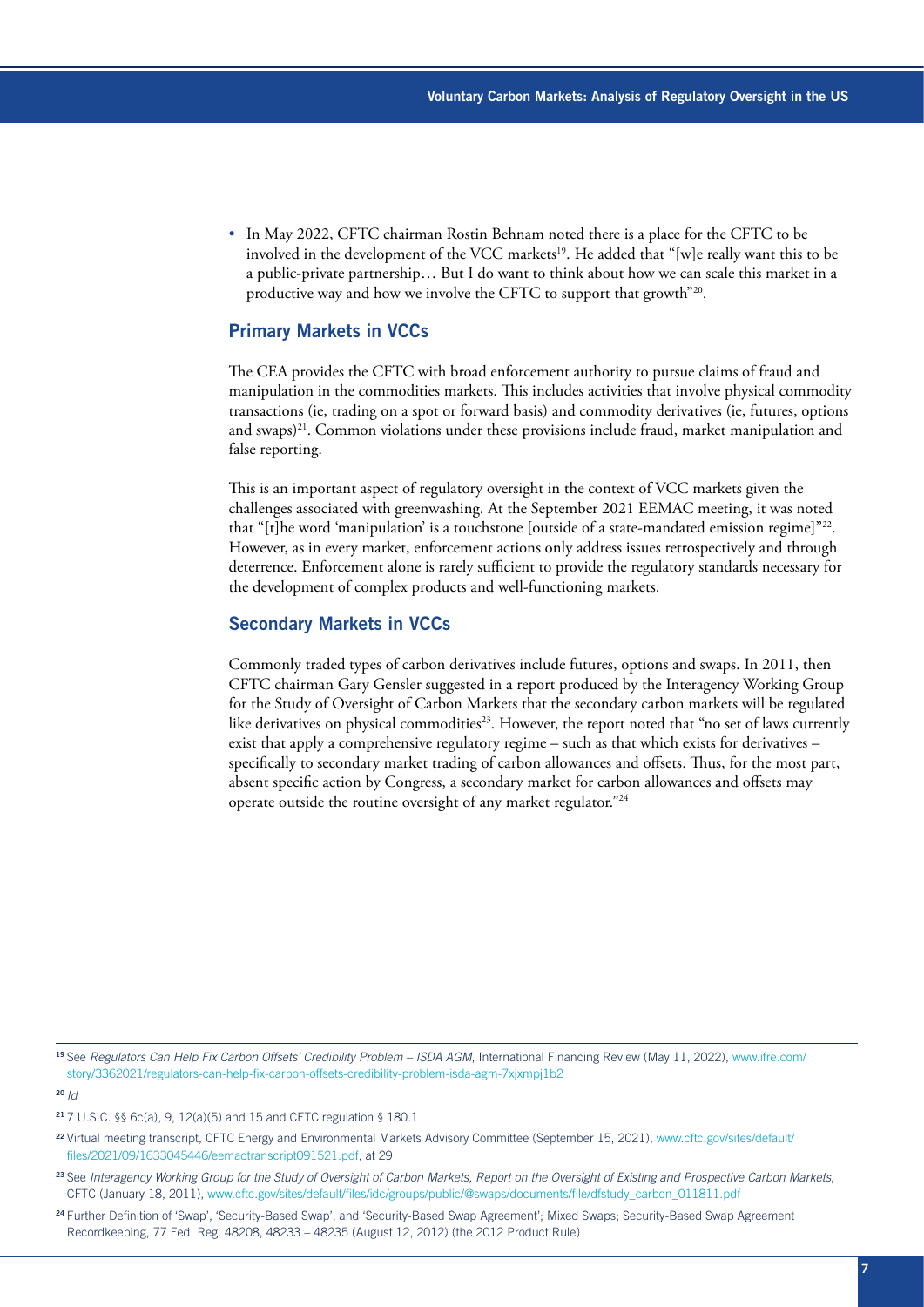- In May 2022, CFTC chairman Rostin Behnam noted there is a place for the CFTC to be involved in the development of the VCC markets[19]. He added that "[w]e really want this to be a public-private partnership… But I do want to think about how we can scale this market in a productive way and how we involve the CFTC to support that growth"[20].

## Primary Markets in VCCs

The CEA provides the CFTC with broad enforcement authority to pursue claims of fraud and manipulation in the commodities markets. This includes activities that involve physical commodity transactions (ie, trading on a spot or forward basis) and commodity derivatives (ie, futures, options and swaps)[21]. Common violations under these provisions include fraud, market manipulation and false reporting.

This is an important aspect of regulatory oversight in the context of VCC markets given the challenges associated with greenwashing. At the September 2021 EEMAC meeting, it was noted that "[t]he word 'manipulation' is a touchstone [outside of a state-mandated emission regime]"[22]. However, as in every market, enforcement actions only address issues retrospectively and through deterrence. Enforcement alone is rarely sufficient to provide the regulatory standards necessary for the development of complex products and well-functioning markets.

## Secondary Markets in VCCs

Commonly traded types of carbon derivatives include futures, options and swaps. In 2011, then CFTC chairman Gary Gensler suggested in a report produced by the Interagency Working Group for the Study of Oversight of Carbon Markets that the secondary carbon markets will be regulated like derivatives on physical commodities[23]. However, the report noted that "no set of laws currently exist that apply a comprehensive regulatory regime – such as that which exists for derivatives – specifically to secondary market trading of carbon allowances and offsets. Thus, for the most part, absent specific action by Congress, a secondary market for carbon allowances and offsets may operate outside the routine oversight of any market regulator."[24]

---

[19] See *Regulators Can Help Fix Carbon Offsets' Credibility Problem – ISDA AGM*, International Financing Review (May 11, 2022), www.ifre.com/story/3362021/regulators-can-help-fix-carbon-offsets-credibility-problem-isda-agm-7xjxmpj1b2

[20] *Id*

[21] 7 U.S.C. §§ 6c(a), 9, 12(a)(5) and 15 and CFTC regulation § 180.1

[22] Virtual meeting transcript, CFTC Energy and Environmental Markets Advisory Committee (September 15, 2021), www.cftc.gov/sites/default/files/2021/09/1633045446/eemactranscript091521.pdf, at 29

[23] See *Interagency Working Group for the Study of Oversight of Carbon Markets, Report on the Oversight of Existing and Prospective Carbon Markets*, CFTC (January 18, 2011), www.cftc.gov/sites/default/files/idc/groups/public/@swaps/documents/file/dfstudy_carbon_011811.pdf

[24] Further Definition of 'Swap', 'Security-Based Swap', and 'Security-Based Swap Agreement'; Mixed Swaps; Security-Based Swap Agreement Recordkeeping, 77 Fed. Reg. 48208, 48233 – 48235 (August 12, 2012) (the 2012 Product Rule)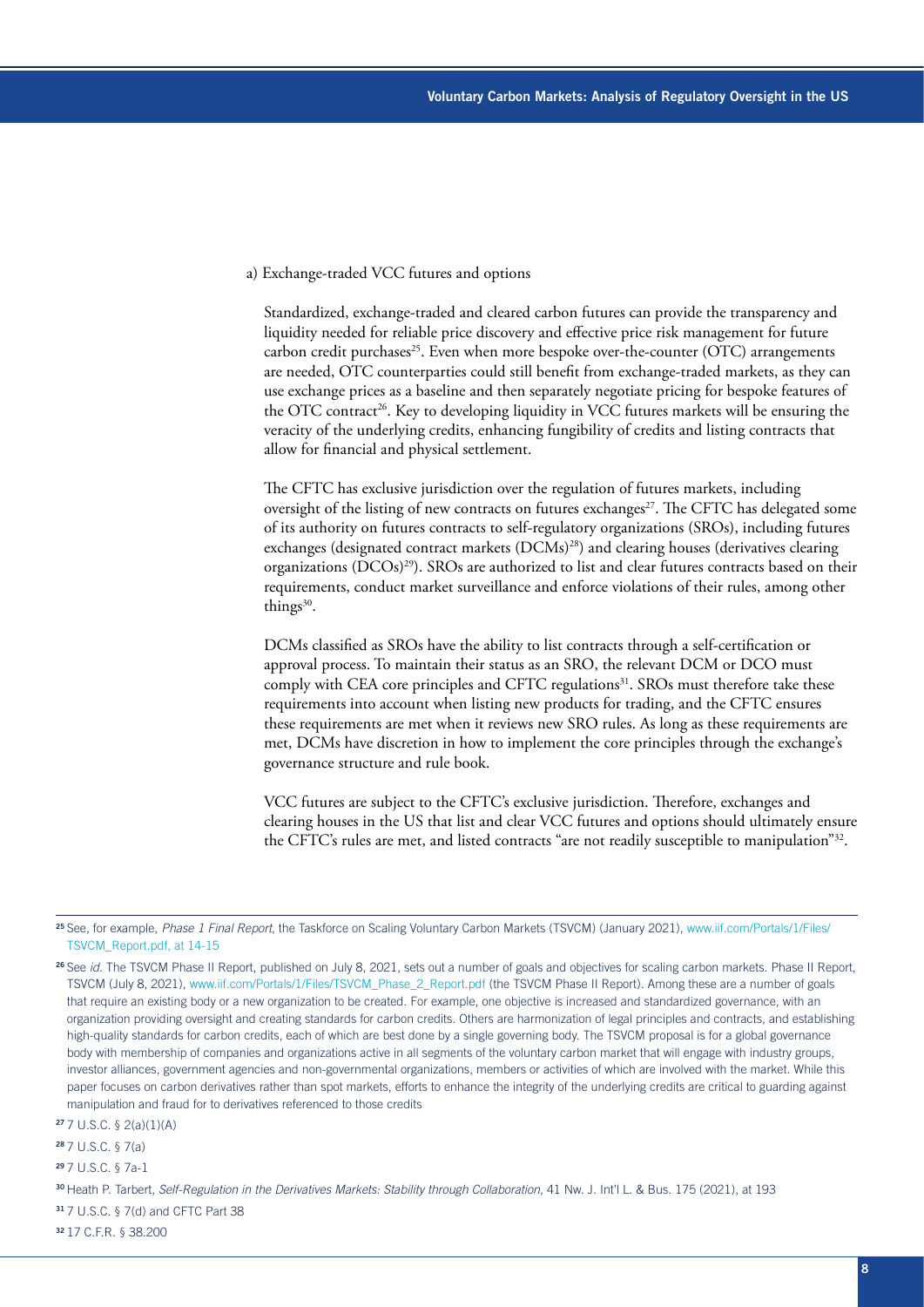a) Exchange-traded VCC futures and options

Standardized, exchange-traded and cleared carbon futures can provide the transparency and liquidity needed for reliable price discovery and effective price risk management for future carbon credit purchases[25]. Even when more bespoke over-the-counter (OTC) arrangements are needed, OTC counterparties could still benefit from exchange-traded markets, as they can use exchange prices as a baseline and then separately negotiate pricing for bespoke features of the OTC contract[26]. Key to developing liquidity in VCC futures markets will be ensuring the veracity of the underlying credits, enhancing fungibility of credits and listing contracts that allow for financial and physical settlement.

The CFTC has exclusive jurisdiction over the regulation of futures markets, including oversight of the listing of new contracts on futures exchanges[27]. The CFTC has delegated some of its authority on futures contracts to self-regulatory organizations (SROs), including futures exchanges (designated contract markets (DCMs)[28]) and clearing houses (derivatives clearing organizations (DCOs)[29]). SROs are authorized to list and clear futures contracts based on their requirements, conduct market surveillance and enforce violations of their rules, among other things[30].

DCMs classified as SROs have the ability to list contracts through a self-certification or approval process. To maintain their status as an SRO, the relevant DCM or DCO must comply with CEA core principles and CFTC regulations[31]. SROs must therefore take these requirements into account when listing new products for trading, and the CFTC ensures these requirements are met when it reviews new SRO rules. As long as these requirements are met, DCMs have discretion in how to implement the core principles through the exchange's governance structure and rule book.

VCC futures are subject to the CFTC's exclusive jurisdiction. Therefore, exchanges and clearing houses in the US that list and clear VCC futures and options should ultimately ensure the CFTC's rules are met, and listed contracts "are not readily susceptible to manipulation"[32].

---

[25] See, for example, *Phase 1 Final Report,* the Taskforce on Scaling Voluntary Carbon Markets (TSVCM) (January 2021), www.iif.com/Portals/1/Files/TSVCM_Report.pdf, at 14-15

[26] See *id.* The TSVCM Phase II Report, published on July 8, 2021, sets out a number of goals and objectives for scaling carbon markets. Phase II Report, TSVCM (July 8, 2021), www.iif.com/Portals/1/Files/TSVCM_Phase_2_Report.pdf (the TSVCM Phase II Report). Among these are a number of goals that require an existing body or a new organization to be created. For example, one objective is increased and standardized governance, with an organization providing oversight and creating standards for carbon credits. Others are harmonization of legal principles and contracts, and establishing high-quality standards for carbon credits, each of which are best done by a single governing body. The TSVCM proposal is for a global governance body with membership of companies and organizations active in all segments of the voluntary carbon market that will engage with industry groups, investor alliances, government agencies and non-governmental organizations, members or activities of which are involved with the market. While this paper focuses on carbon derivatives rather than spot markets, efforts to enhance the integrity of the underlying credits are critical to guarding against manipulation and fraud for to derivatives referenced to those credits

[27] 7 U.S.C. § 2(a)(1)(A)

[28] 7 U.S.C. § 7(a)

[29] 7 U.S.C. § 7a-1

[30] Heath P. Tarbert, *Self-Regulation in the Derivatives Markets: Stability through Collaboration,* 41 Nw. J. Int'l L. & Bus. 175 (2021), at 193

[31] 7 U.S.C. § 7(d) and CFTC Part 38

[32] 17 C.F.R. § 38.200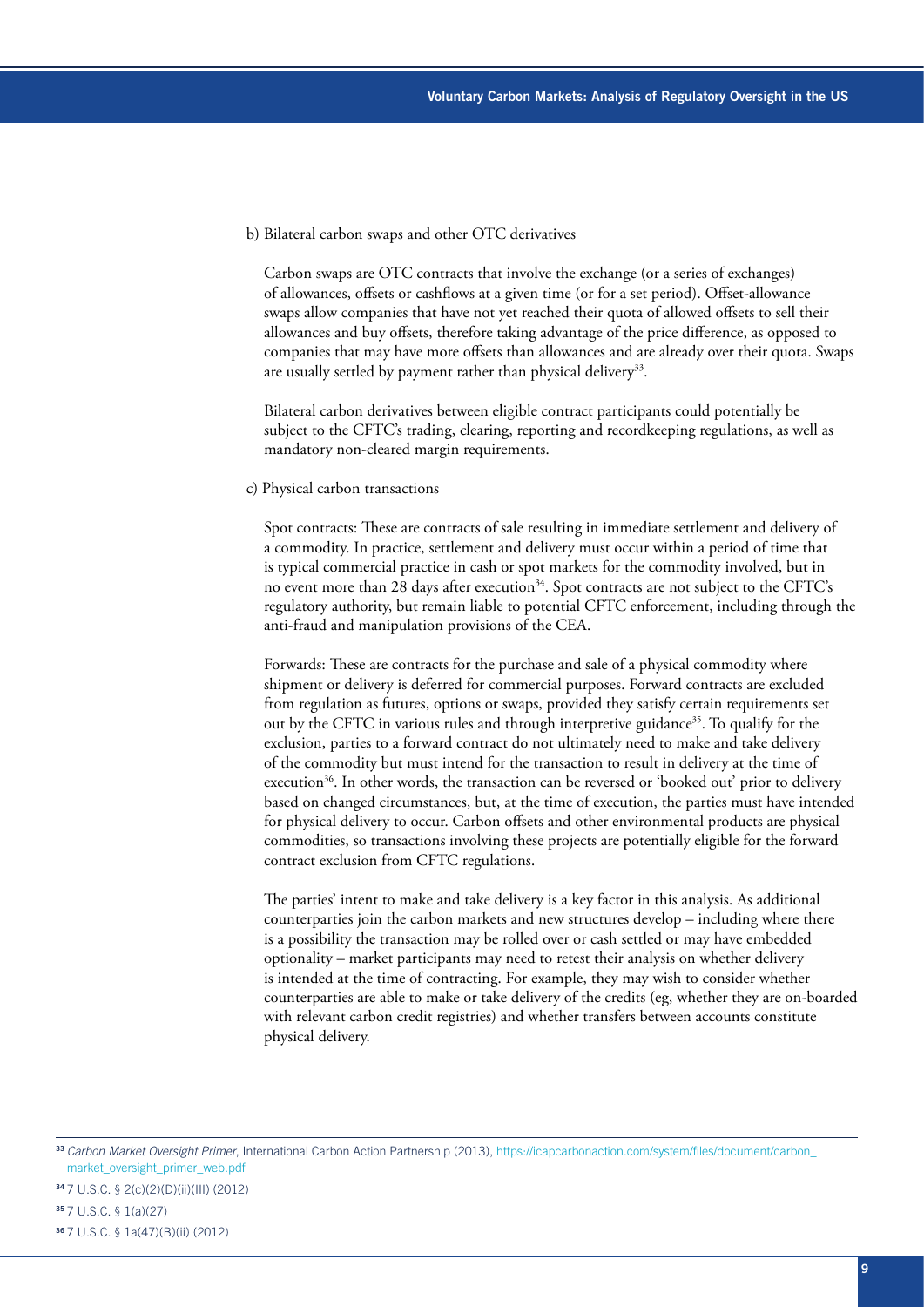b) Bilateral carbon swaps and other OTC derivatives

Carbon swaps are OTC contracts that involve the exchange (or a series of exchanges) of allowances, offsets or cashflows at a given time (or for a set period). Offset-allowance swaps allow companies that have not yet reached their quota of allowed offsets to sell their allowances and buy offsets, therefore taking advantage of the price difference, as opposed to companies that may have more offsets than allowances and are already over their quota. Swaps are usually settled by payment rather than physical delivery[33].

Bilateral carbon derivatives between eligible contract participants could potentially be subject to the CFTC's trading, clearing, reporting and recordkeeping regulations, as well as mandatory non-cleared margin requirements.

c) Physical carbon transactions

Spot contracts: These are contracts of sale resulting in immediate settlement and delivery of a commodity. In practice, settlement and delivery must occur within a period of time that is typical commercial practice in cash or spot markets for the commodity involved, but in no event more than 28 days after execution[34]. Spot contracts are not subject to the CFTC's regulatory authority, but remain liable to potential CFTC enforcement, including through the anti-fraud and manipulation provisions of the CEA.

Forwards: These are contracts for the purchase and sale of a physical commodity where shipment or delivery is deferred for commercial purposes. Forward contracts are excluded from regulation as futures, options or swaps, provided they satisfy certain requirements set out by the CFTC in various rules and through interpretive guidance[35]. To qualify for the exclusion, parties to a forward contract do not ultimately need to make and take delivery of the commodity but must intend for the transaction to result in delivery at the time of execution[36]. In other words, the transaction can be reversed or 'booked out' prior to delivery based on changed circumstances, but, at the time of execution, the parties must have intended for physical delivery to occur. Carbon offsets and other environmental products are physical commodities, so transactions involving these projects are potentially eligible for the forward contract exclusion from CFTC regulations.

The parties' intent to make and take delivery is a key factor in this analysis. As additional counterparties join the carbon markets and new structures develop – including where there is a possibility the transaction may be rolled over or cash settled or may have embedded optionality – market participants may need to retest their analysis on whether delivery is intended at the time of contracting. For example, they may wish to consider whether counterparties are able to make or take delivery of the credits (eg, whether they are on-boarded with relevant carbon credit registries) and whether transfers between accounts constitute physical delivery.

---

[33] *Carbon Market Oversight Primer*, International Carbon Action Partnership (2013), https://icapcarbonaction.com/system/files/document/carbon_market_oversight_primer_web.pdf

[34] 7 U.S.C. § 2(c)(2)(D)(ii)(III) (2012)

[35] 7 U.S.C. § 1(a)(27)

[36] 7 U.S.C. § 1a(47)(B)(ii) (2012)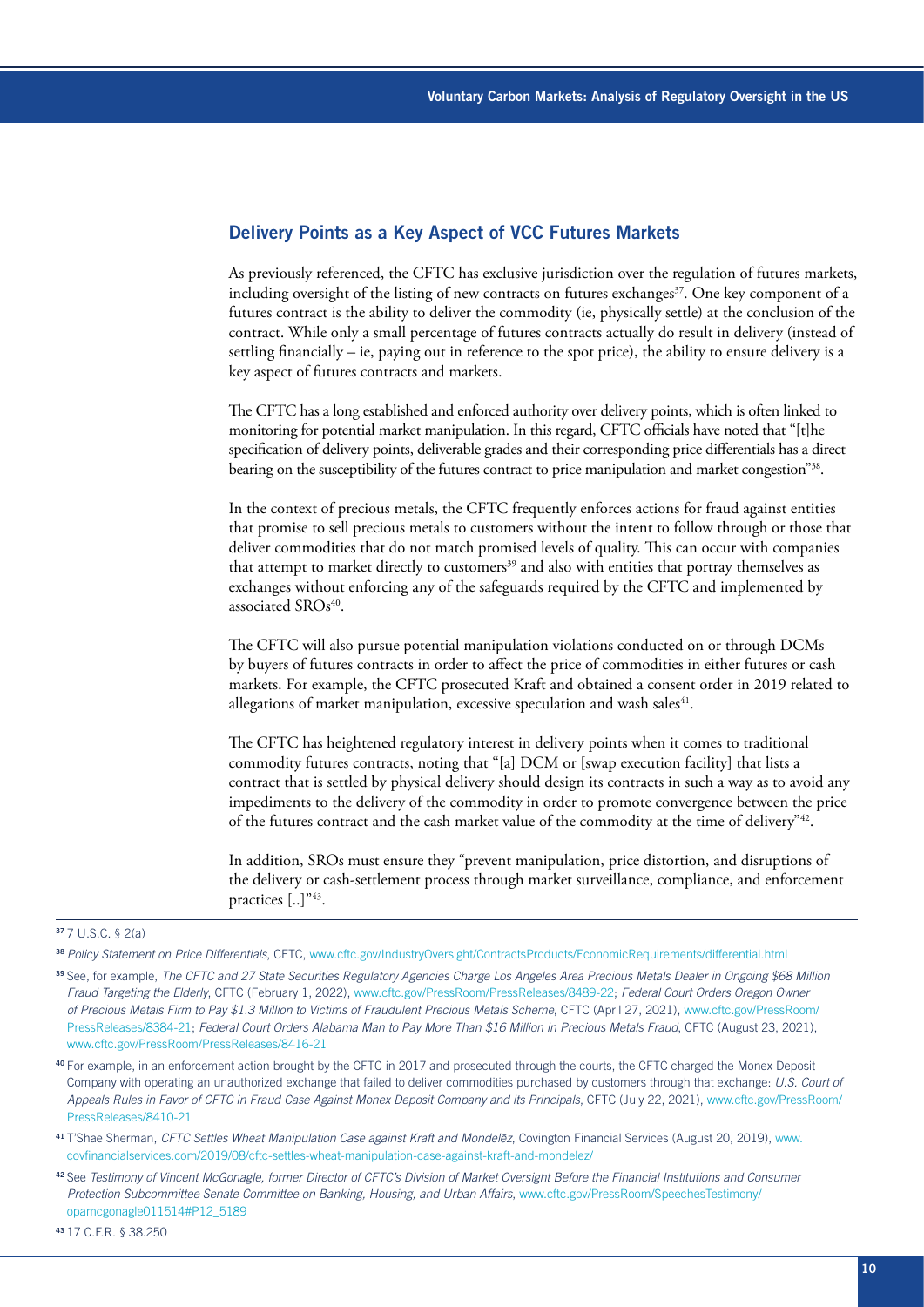## Delivery Points as a Key Aspect of VCC Futures Markets

As previously referenced, the CFTC has exclusive jurisdiction over the regulation of futures markets, including oversight of the listing of new contracts on futures exchanges[37]. One key component of a futures contract is the ability to deliver the commodity (ie, physically settle) at the conclusion of the contract. While only a small percentage of futures contracts actually do result in delivery (instead of settling financially – ie, paying out in reference to the spot price), the ability to ensure delivery is a key aspect of futures contracts and markets.

The CFTC has a long established and enforced authority over delivery points, which is often linked to monitoring for potential market manipulation. In this regard, CFTC officials have noted that "[t]he specification of delivery points, deliverable grades and their corresponding price differentials has a direct bearing on the susceptibility of the futures contract to price manipulation and market congestion"[38].

In the context of precious metals, the CFTC frequently enforces actions for fraud against entities that promise to sell precious metals to customers without the intent to follow through or those that deliver commodities that do not match promised levels of quality. This can occur with companies that attempt to market directly to customers[39] and also with entities that portray themselves as exchanges without enforcing any of the safeguards required by the CFTC and implemented by associated SROs[40].

The CFTC will also pursue potential manipulation violations conducted on or through DCMs by buyers of futures contracts in order to affect the price of commodities in either futures or cash markets. For example, the CFTC prosecuted Kraft and obtained a consent order in 2019 related to allegations of market manipulation, excessive speculation and wash sales[41].

The CFTC has heightened regulatory interest in delivery points when it comes to traditional commodity futures contracts, noting that "[a] DCM or [swap execution facility] that lists a contract that is settled by physical delivery should design its contracts in such a way as to avoid any impediments to the delivery of the commodity in order to promote convergence between the price of the futures contract and the cash market value of the commodity at the time of delivery"[42].

In addition, SROs must ensure they "prevent manipulation, price distortion, and disruptions of the delivery or cash-settlement process through market surveillance, compliance, and enforcement practices [..]"[43].

---

[37] 7 U.S.C. § 2(a)

[38] *Policy Statement on Price Differentials*, CFTC, www.cftc.gov/IndustryOversight/ContractsProducts/EconomicRequirements/differential.html

[39] See, for example, *The CFTC and 27 State Securities Regulatory Agencies Charge Los Angeles Area Precious Metals Dealer in Ongoing $68 Million Fraud Targeting the Elderly*, CFTC (February 1, 2022), www.cftc.gov/PressRoom/PressReleases/8489-22; *Federal Court Orders Oregon Owner of Precious Metals Firm to Pay $1.3 Million to Victims of Fraudulent Precious Metals Scheme*, CFTC (April 27, 2021), www.cftc.gov/PressRoom/PressReleases/8384-21; *Federal Court Orders Alabama Man to Pay More Than $16 Million in Precious Metals Fraud*, CFTC (August 23, 2021), www.cftc.gov/PressRoom/PressReleases/8416-21

[40] For example, in an enforcement action brought by the CFTC in 2017 and prosecuted through the courts, the CFTC charged the Monex Deposit Company with operating an unauthorized exchange that failed to deliver commodities purchased by customers through that exchange: *U.S. Court of Appeals Rules in Favor of CFTC in Fraud Case Against Monex Deposit Company and its Principals*, CFTC (July 22, 2021), www.cftc.gov/PressRoom/PressReleases/8410-21

[41] T'Shae Sherman, *CFTC Settles Wheat Manipulation Case against Kraft and Mondelēz*, Covington Financial Services (August 20, 2019), www.covfinancialservices.com/2019/08/cftc-settles-wheat-manipulation-case-against-kraft-and-mondelez/

[42] See *Testimony of Vincent McGonagle, former Director of CFTC's Division of Market Oversight Before the Financial Institutions and Consumer Protection Subcommittee Senate Committee on Banking, Housing, and Urban Affairs*, www.cftc.gov/PressRoom/SpeechesTestimony/opamcgonagle011514#P12_5189

[43] 17 C.F.R. § 38.250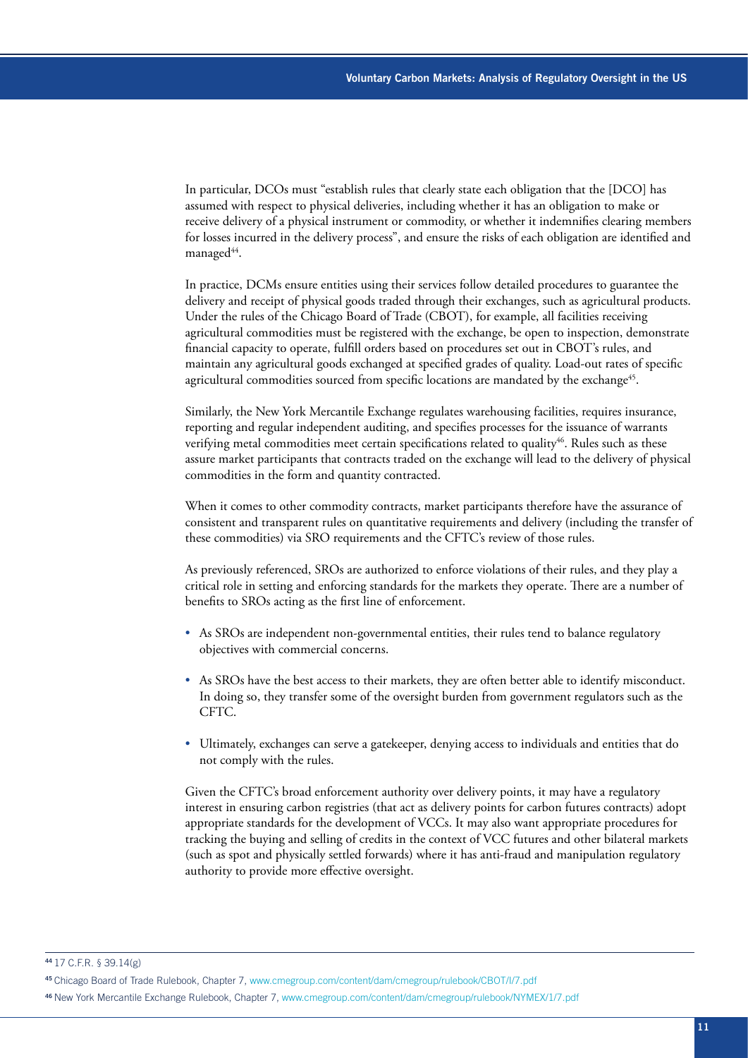In particular, DCOs must "establish rules that clearly state each obligation that the [DCO] has assumed with respect to physical deliveries, including whether it has an obligation to make or receive delivery of a physical instrument or commodity, or whether it indemnifies clearing members for losses incurred in the delivery process", and ensure the risks of each obligation are identified and managed[44].

In practice, DCMs ensure entities using their services follow detailed procedures to guarantee the delivery and receipt of physical goods traded through their exchanges, such as agricultural products. Under the rules of the Chicago Board of Trade (CBOT), for example, all facilities receiving agricultural commodities must be registered with the exchange, be open to inspection, demonstrate financial capacity to operate, fulfill orders based on procedures set out in CBOT's rules, and maintain any agricultural goods exchanged at specified grades of quality. Load-out rates of specific agricultural commodities sourced from specific locations are mandated by the exchange[45].

Similarly, the New York Mercantile Exchange regulates warehousing facilities, requires insurance, reporting and regular independent auditing, and specifies processes for the issuance of warrants verifying metal commodities meet certain specifications related to quality[46]. Rules such as these assure market participants that contracts traded on the exchange will lead to the delivery of physical commodities in the form and quantity contracted.

When it comes to other commodity contracts, market participants therefore have the assurance of consistent and transparent rules on quantitative requirements and delivery (including the transfer of these commodities) via SRO requirements and the CFTC's review of those rules.

As previously referenced, SROs are authorized to enforce violations of their rules, and they play a critical role in setting and enforcing standards for the markets they operate. There are a number of benefits to SROs acting as the first line of enforcement.

- As SROs are independent non-governmental entities, their rules tend to balance regulatory objectives with commercial concerns.
- As SROs have the best access to their markets, they are often better able to identify misconduct. In doing so, they transfer some of the oversight burden from government regulators such as the CFTC.
- Ultimately, exchanges can serve a gatekeeper, denying access to individuals and entities that do not comply with the rules.

Given the CFTC's broad enforcement authority over delivery points, it may have a regulatory interest in ensuring carbon registries (that act as delivery points for carbon futures contracts) adopt appropriate standards for the development of VCCs. It may also want appropriate procedures for tracking the buying and selling of credits in the context of VCC futures and other bilateral markets (such as spot and physically settled forwards) where it has anti-fraud and manipulation regulatory authority to provide more effective oversight.

---

[44] 17 C.F.R. § 39.14(g)

[45] Chicago Board of Trade Rulebook, Chapter 7, www.cmegroup.com/content/dam/cmegroup/rulebook/CBOT/I/7.pdf

[46] New York Mercantile Exchange Rulebook, Chapter 7, www.cmegroup.com/content/dam/cmegroup/rulebook/NYMEX/1/7.pdf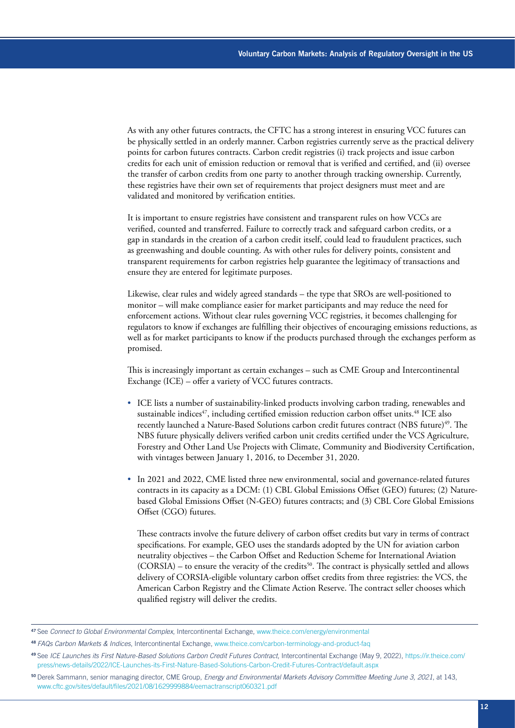As with any other futures contracts, the CFTC has a strong interest in ensuring VCC futures can be physically settled in an orderly manner. Carbon registries currently serve as the practical delivery points for carbon futures contracts. Carbon credit registries (i) track projects and issue carbon credits for each unit of emission reduction or removal that is verified and certified, and (ii) oversee the transfer of carbon credits from one party to another through tracking ownership. Currently, these registries have their own set of requirements that project designers must meet and are validated and monitored by verification entities.

It is important to ensure registries have consistent and transparent rules on how VCCs are verified, counted and transferred. Failure to correctly track and safeguard carbon credits, or a gap in standards in the creation of a carbon credit itself, could lead to fraudulent practices, such as greenwashing and double counting. As with other rules for delivery points, consistent and transparent requirements for carbon registries help guarantee the legitimacy of transactions and ensure they are entered for legitimate purposes.

Likewise, clear rules and widely agreed standards – the type that SROs are well-positioned to monitor – will make compliance easier for market participants and may reduce the need for enforcement actions. Without clear rules governing VCC registries, it becomes challenging for regulators to know if exchanges are fulfilling their objectives of encouraging emissions reductions, as well as for market participants to know if the products purchased through the exchanges perform as promised.

This is increasingly important as certain exchanges – such as CME Group and Intercontinental Exchange (ICE) – offer a variety of VCC futures contracts.

- ICE lists a number of sustainability-linked products involving carbon trading, renewables and sustainable indices[47], including certified emission reduction carbon offset units.[48] ICE also recently launched a Nature-Based Solutions carbon credit futures contract (NBS future)[49]. The NBS future physically delivers verified carbon unit credits certified under the VCS Agriculture, Forestry and Other Land Use Projects with Climate, Community and Biodiversity Certification, with vintages between January 1, 2016, to December 31, 2020.

- In 2021 and 2022, CME listed three new environmental, social and governance-related futures contracts in its capacity as a DCM: (1) CBL Global Emissions Offset (GEO) futures; (2) Nature-based Global Emissions Offset (N-GEO) futures contracts; and (3) CBL Core Global Emissions Offset (CGO) futures.

  These contracts involve the future delivery of carbon offset credits but vary in terms of contract specifications. For example, GEO uses the standards adopted by the UN for aviation carbon neutrality objectives – the Carbon Offset and Reduction Scheme for International Aviation (CORSIA) – to ensure the veracity of the credits[50]. The contract is physically settled and allows delivery of CORSIA-eligible voluntary carbon offset credits from three registries: the VCS, the American Carbon Registry and the Climate Action Reserve. The contract seller chooses which qualified registry will deliver the credits.

---

[47] See *Connect to Global Environmental Complex*, Intercontinental Exchange, www.theice.com/energy/environmental

[48] *FAQs Carbon Markets & Indices*, Intercontinental Exchange, www.theice.com/carbon-terminology-and-product-faq

[49] See *ICE Launches its First Nature-Based Solutions Carbon Credit Futures Contract*, Intercontinental Exchange (May 9, 2022), https://ir.theice.com/press/news-details/2022/ICE-Launches-its-First-Nature-Based-Solutions-Carbon-Credit-Futures-Contract/default.aspx

[50] Derek Sammann, senior managing director, CME Group, *Energy and Environmental Markets Advisory Committee Meeting June 3, 2021*, at 143, www.cftc.gov/sites/default/files/2021/08/1629999884/eemactranscript060321.pdf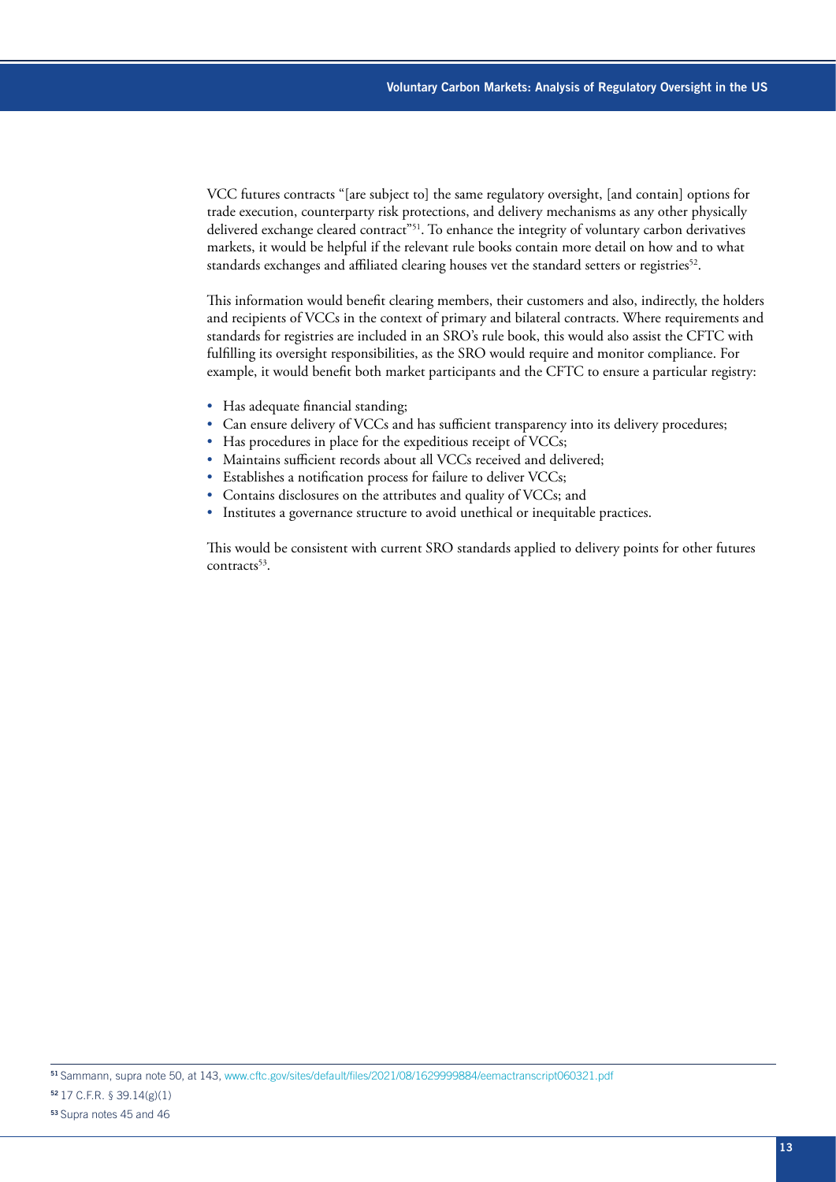VCC futures contracts "[are subject to] the same regulatory oversight, [and contain] options for trade execution, counterparty risk protections, and delivery mechanisms as any other physically delivered exchange cleared contract"[51]. To enhance the integrity of voluntary carbon derivatives markets, it would be helpful if the relevant rule books contain more detail on how and to what standards exchanges and affiliated clearing houses vet the standard setters or registries[52].

This information would benefit clearing members, their customers and also, indirectly, the holders and recipients of VCCs in the context of primary and bilateral contracts. Where requirements and standards for registries are included in an SRO's rule book, this would also assist the CFTC with fulfilling its oversight responsibilities, as the SRO would require and monitor compliance. For example, it would benefit both market participants and the CFTC to ensure a particular registry:

- Has adequate financial standing;
- Can ensure delivery of VCCs and has sufficient transparency into its delivery procedures;
- Has procedures in place for the expeditious receipt of VCCs;
- Maintains sufficient records about all VCCs received and delivered;
- Establishes a notification process for failure to deliver VCCs;
- Contains disclosures on the attributes and quality of VCCs; and
- Institutes a governance structure to avoid unethical or inequitable practices.

This would be consistent with current SRO standards applied to delivery points for other futures contracts[53].

---

[51] Sammann, supra note 50, at 143, www.cftc.gov/sites/default/files/2021/08/1629999884/eemactranscript060321.pdf

[52] 17 C.F.R. § 39.14(g)(1)

[53] Supra notes 45 and 46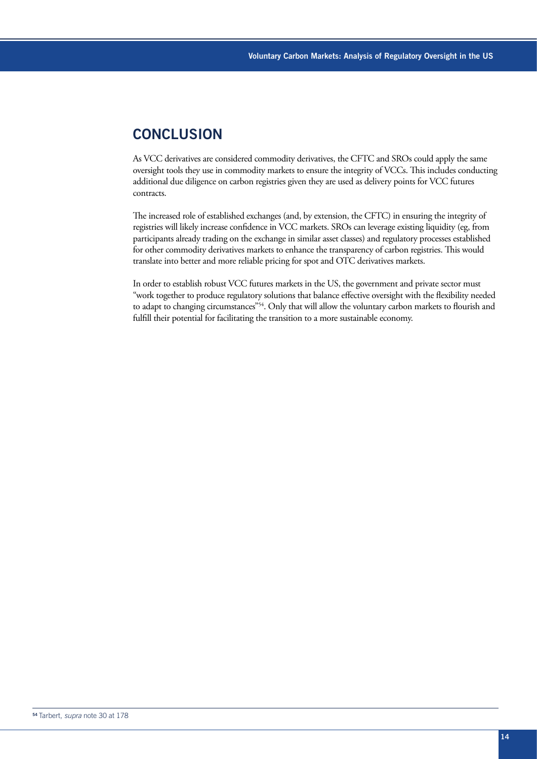## CONCLUSION

As VCC derivatives are considered commodity derivatives, the CFTC and SROs could apply the same oversight tools they use in commodity markets to ensure the integrity of VCCs. This includes conducting additional due diligence on carbon registries given they are used as delivery points for VCC futures contracts.

The increased role of established exchanges (and, by extension, the CFTC) in ensuring the integrity of registries will likely increase confidence in VCC markets. SROs can leverage existing liquidity (eg, from participants already trading on the exchange in similar asset classes) and regulatory processes established for other commodity derivatives markets to enhance the transparency of carbon registries. This would translate into better and more reliable pricing for spot and OTC derivatives markets.

In order to establish robust VCC futures markets in the US, the government and private sector must "work together to produce regulatory solutions that balance effective oversight with the flexibility needed to adapt to changing circumstances"[54]. Only that will allow the voluntary carbon markets to flourish and fulfill their potential for facilitating the transition to a more sustainable economy.

---

[54] Tarbert, *supra* note 30 at 178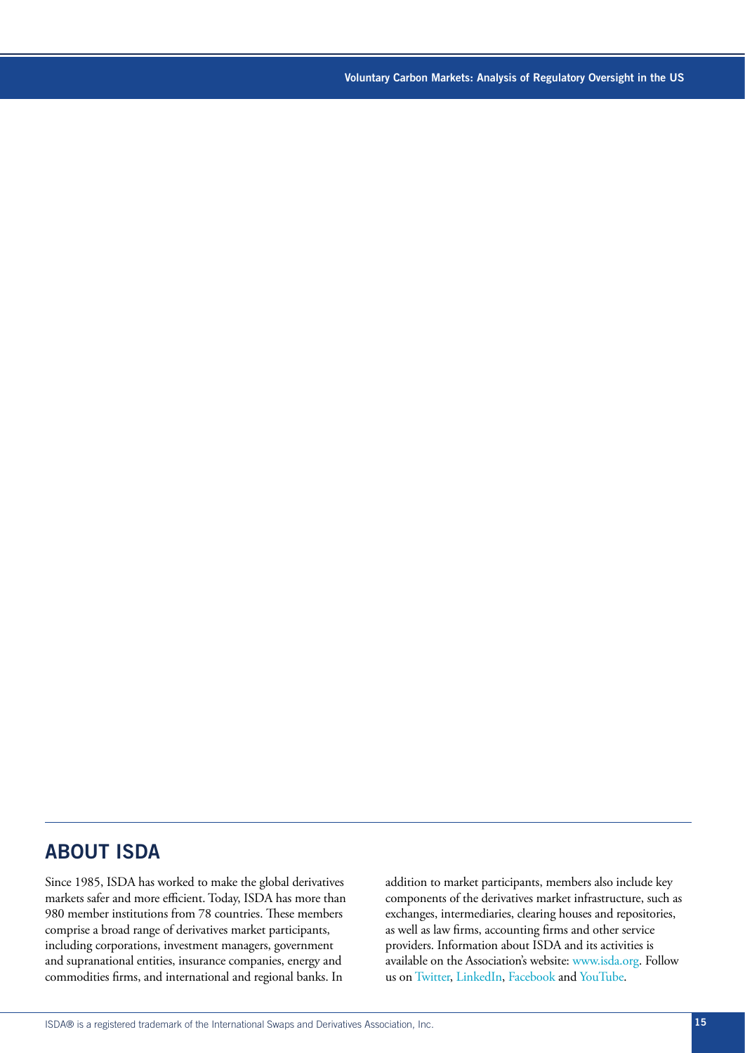## ABOUT ISDA

Since 1985, ISDA has worked to make the global derivatives markets safer and more efficient. Today, ISDA has more than 980 member institutions from 78 countries. These members comprise a broad range of derivatives market participants, including corporations, investment managers, government and supranational entities, insurance companies, energy and commodities firms, and international and regional banks. In addition to market participants, members also include key components of the derivatives market infrastructure, such as exchanges, intermediaries, clearing houses and repositories, as well as law firms, accounting firms and other service providers. Information about ISDA and its activities is available on the Association's website: www.isda.org. Follow us on Twitter, LinkedIn, Facebook and YouTube.

ISDA® is a registered trademark of the International Swaps and Derivatives Association, Inc.